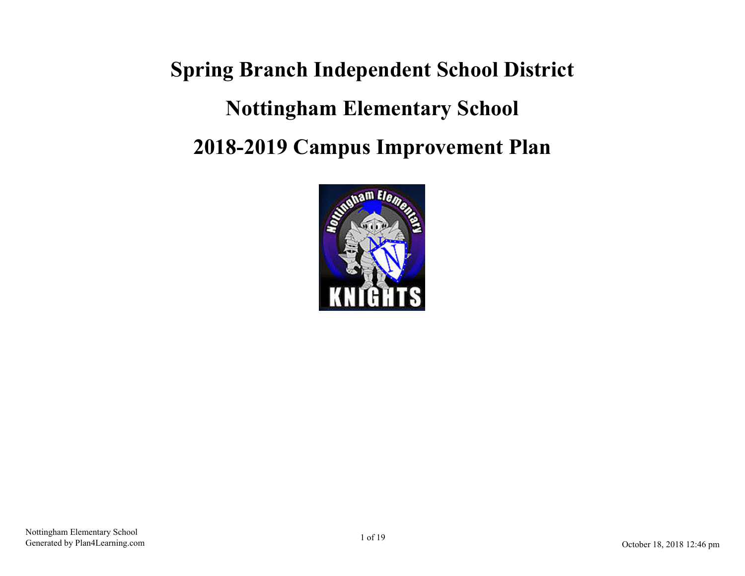# Spring Branch Independent School District

# Nottingham Elementary School

# 2018-2019 Campus Improvement Plan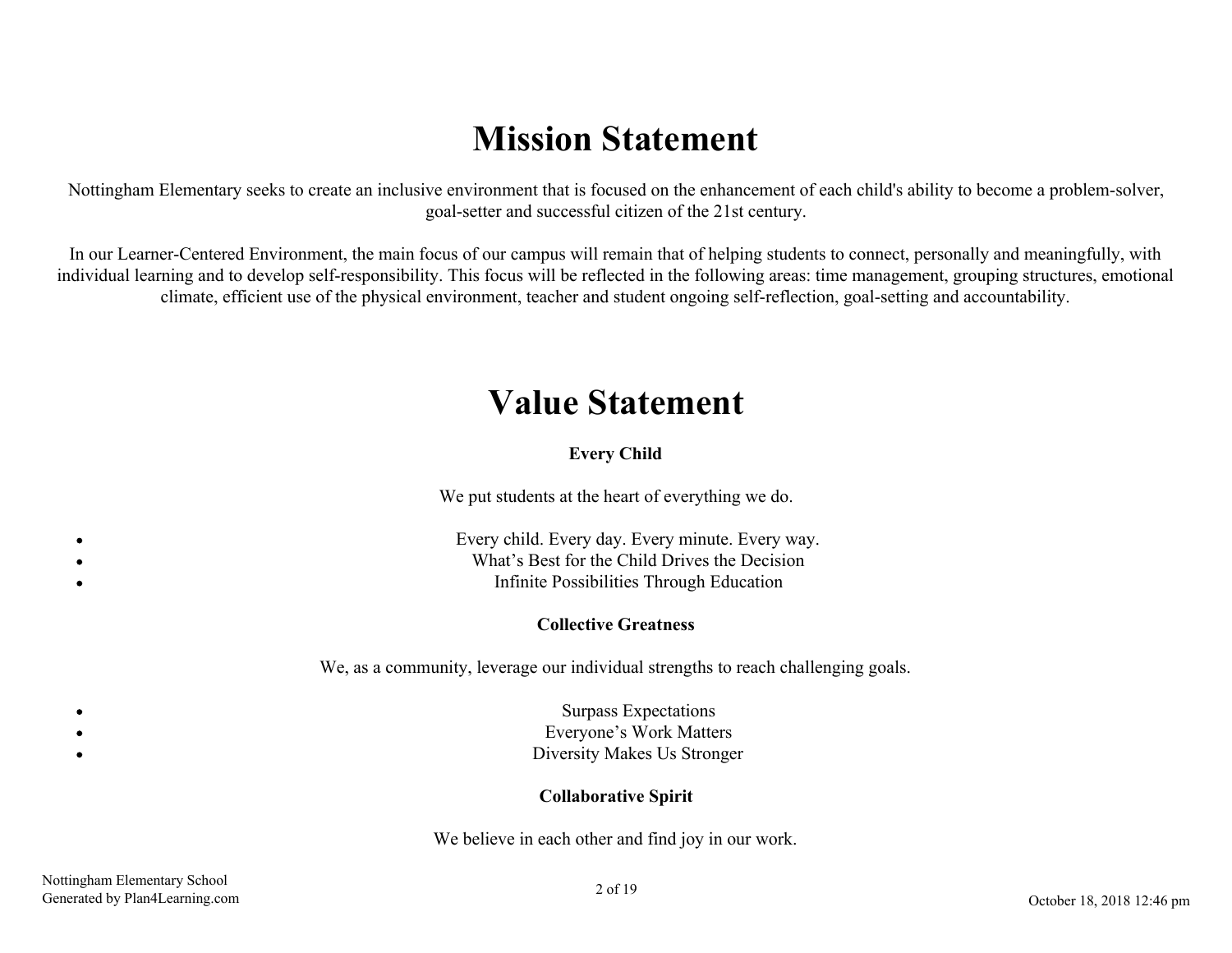# Mission Statement

Nottingham Elementary seeks to create an inclusive environment that is focused on the enhancement of each child's ability to become a problem-solver, goal-setter and successful citizen of the 21st century.

In our Learner-Centered Environment, the main focus of our campus will remain that of helping students to connect, personally and meaningfully, with individual learning and to develop self-responsibility. This focus will be reflected in the following areas: time management, grouping structures, emotional climate, efficient use of the physical environment, teacher and student ongoing self-reflection, goal-setting and accountability.

# Value Statement

**Every Child**

We put students at the heart of everything we do.

- Every child. Every day. Every minute. Every way.
- What's Best for the Child Drives the Decision
- Infinite Possibilities Through Education

**Collective Greatness**

We, as a community, leverage our individual strengths to reach challenging goals.

- Surpass Expectations
- Everyone's Work Matters
- Diversity Makes Us Stronger

**Collaborative Spirit**

We believe in each other and find joy in our work.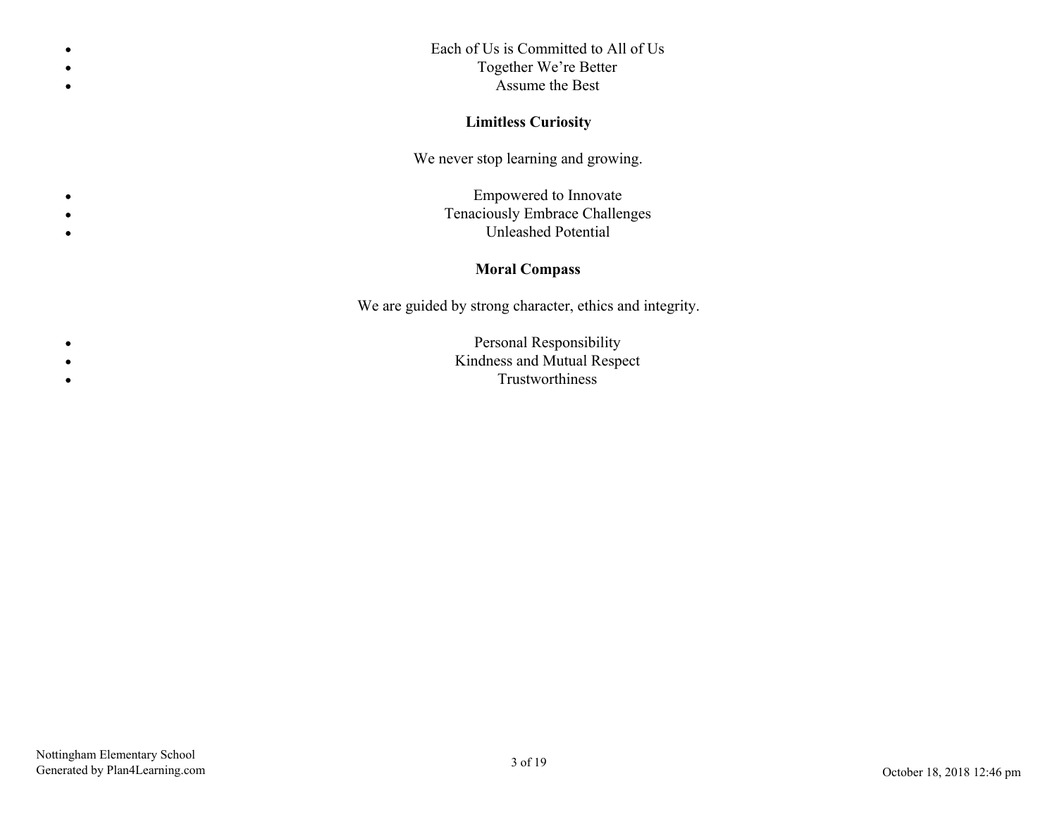- Each of Us is Committed to All of Us
- Together We're Better
- Assume the Best

**Limitless Curiosity**

We never stop learning and growing.

- Empowered to Innovate
- Tenaciously Embrace Challenges
- Unleashed Potential

**Moral Compass**

We are guided by strong character, ethics and integrity.

- Personal Responsibility
- Kindness and Mutual Respect
- Trustworthiness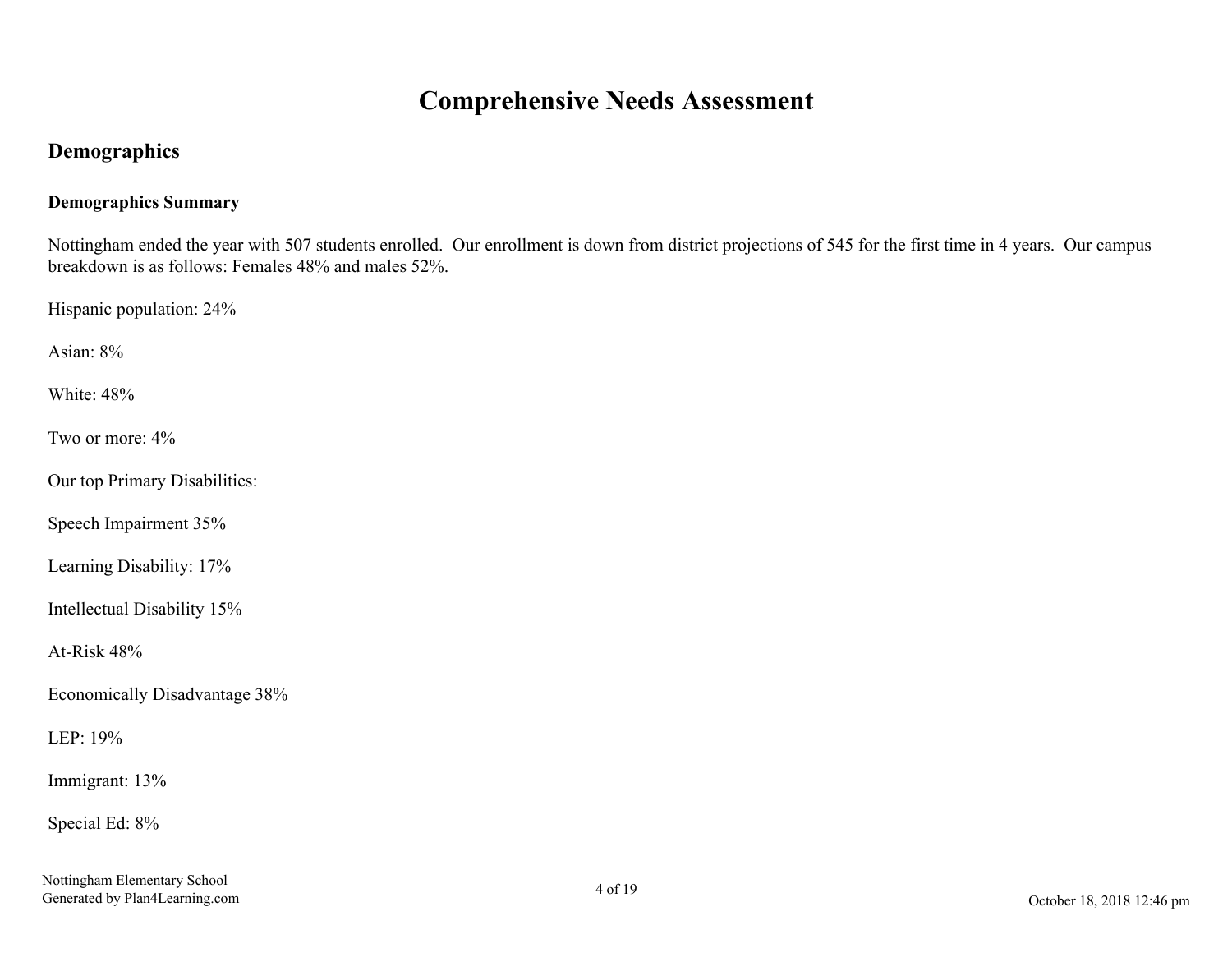# Comprehensive Needs Assessment

## Demographics

### Demographics Summary

Nottingham ended the year with 507 students enrolled.  Our enrollment is down from district projections of 545 for the first time in 4 years.  Our campus breakdown is as follows: Females 48% and males 52%.

Hispanic population: 24%

Asian: 8%

White: 48%

Two or more: 4%

Our top Primary Disabilities:

Speech Impairment 35%

Learning Disability: 17%

Intellectual Disability 15%

At-Risk 48%

Economically Disadvantage 38%

LEP: 19%

Immigrant: 13%

Special Ed: 8%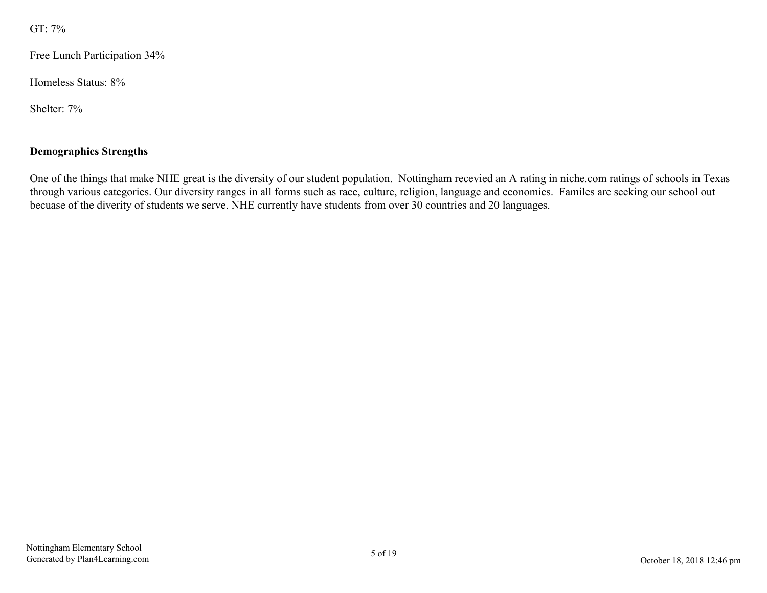GT: 7%

Free Lunch Participation 34%

Homeless Status: 8%

Shelter: 7%

**Demographics Strengths**

One of the things that make NHE great is the diversity of our student population. Nottingham recevied an A rating in niche.com ratings of schools in Texas through various categories. Our diversity ranges in all forms such as race, culture, religion, language and economics. Familes are seeking our school out becuase of the diverity of students we serve. NHE currently have students from over 30 countries and 20 languages.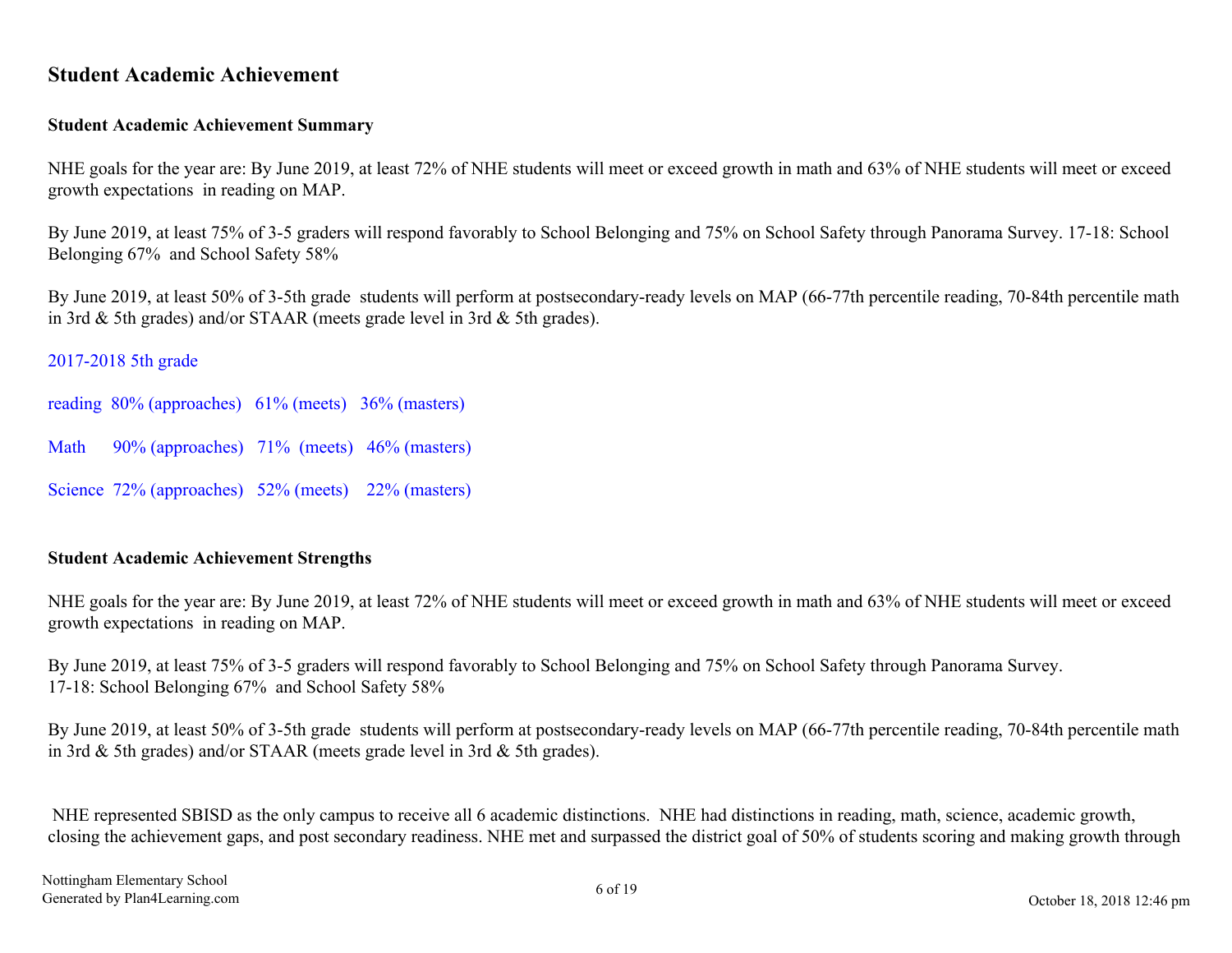# Student Academic Achievement

## Student Academic Achievement Summary

NHE goals for the year are: By June 2019, at least 72% of NHE students will meet or exceed growth in math and 63% of NHE students will meet or exceed growth expectations in reading on MAP.

By June 2019, at least 75% of 3-5 graders will respond favorably to School Belonging and 75% on School Safety through Panorama Survey. 17-18: School Belonging 67% and School Safety 58%

By June 2019, at least 50% of 3-5th grade students will perform at postsecondary-ready levels on MAP (66-77th percentile reading, 70-84th percentile math in 3rd & 5th grades) and/or STAAR (meets grade level in 3rd & 5th grades).

2017-2018 5th grade

reading 80% (approaches) 61% (meets) 36% (masters)

Math 90% (approaches) 71% (meets) 46% (masters)

Science 72% (approaches) 52% (meets) 22% (masters)

## Student Academic Achievement Strengths

NHE goals for the year are: By June 2019, at least 72% of NHE students will meet or exceed growth in math and 63% of NHE students will meet or exceed growth expectations in reading on MAP.

By June 2019, at least 75% of 3-5 graders will respond favorably to School Belonging and 75% on School Safety through Panorama Survey.
17-18: School Belonging 67% and School Safety 58%

By June 2019, at least 50% of 3-5th grade students will perform at postsecondary-ready levels on MAP (66-77th percentile reading, 70-84th percentile math in 3rd & 5th grades) and/or STAAR (meets grade level in 3rd & 5th grades).

NHE represented SBISD as the only campus to receive all 6 academic distinctions. NHE had distinctions in reading, math, science, academic growth, closing the achievement gaps, and post secondary readiness. NHE met and surpassed the district goal of 50% of students scoring and making growth through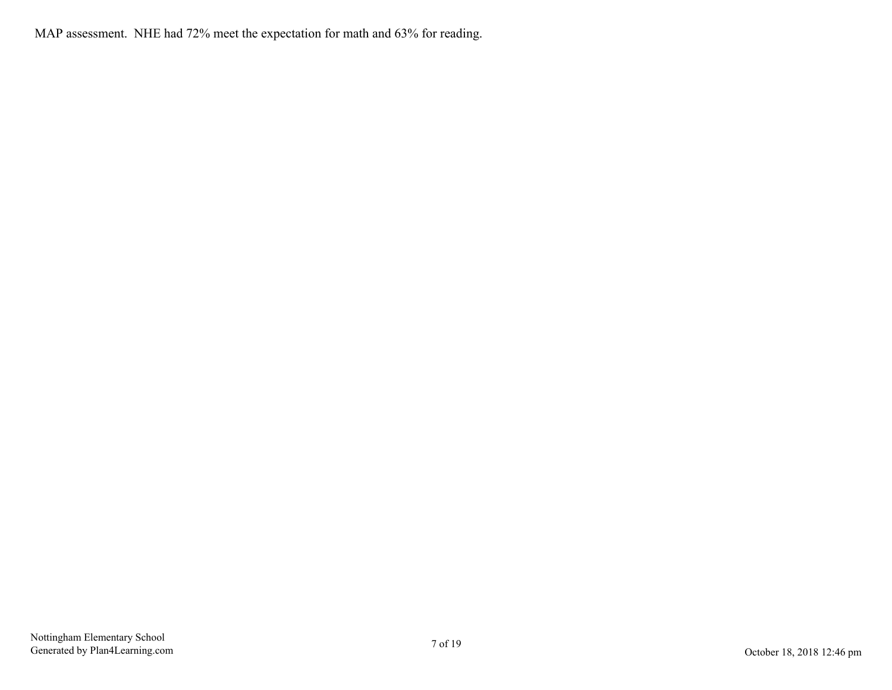MAP assessment. NHE had 72% meet the expectation for math and 63% for reading.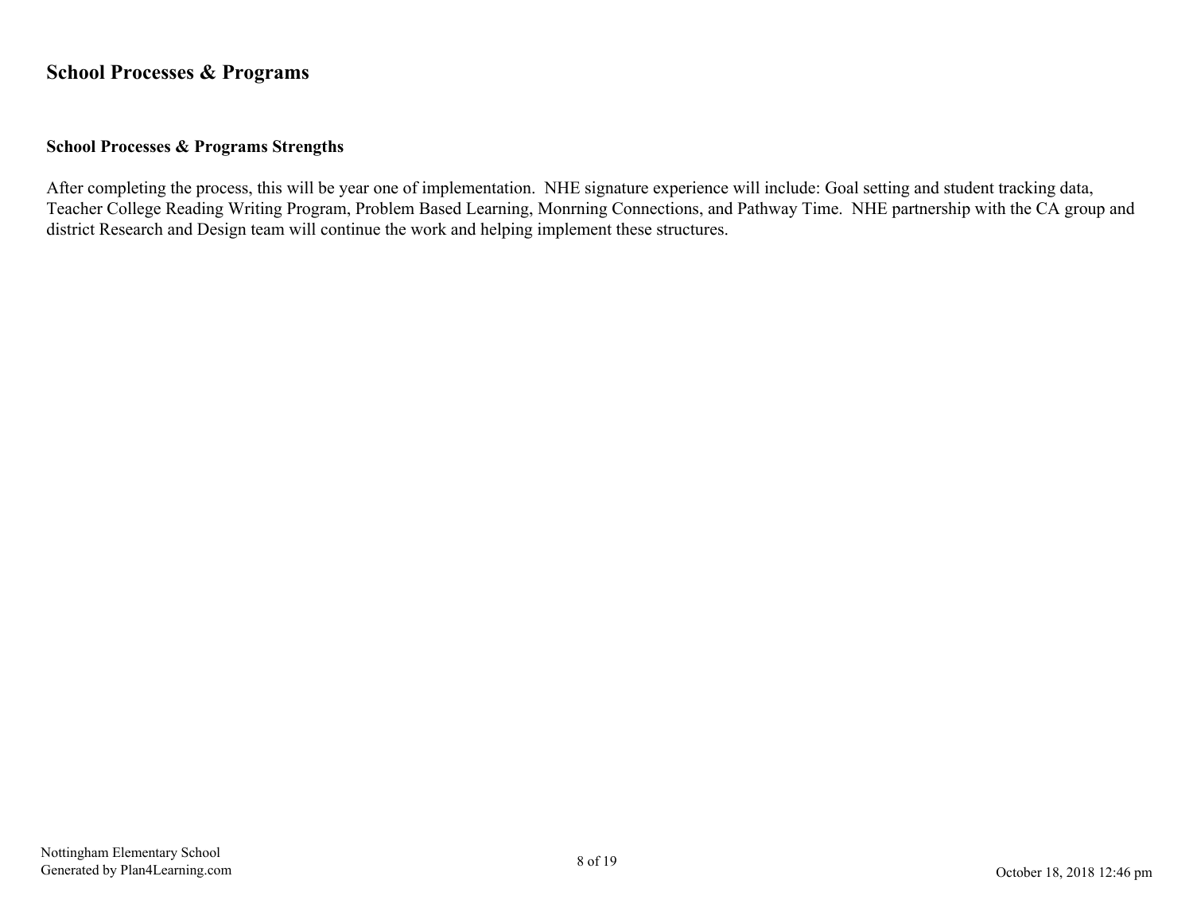## School Processes & Programs

### School Processes & Programs Strengths

After completing the process, this will be year one of implementation. NHE signature experience will include: Goal setting and student tracking data, Teacher College Reading Writing Program, Problem Based Learning, Monrning Connections, and Pathway Time. NHE partnership with the CA group and district Research and Design team will continue the work and helping implement these structures.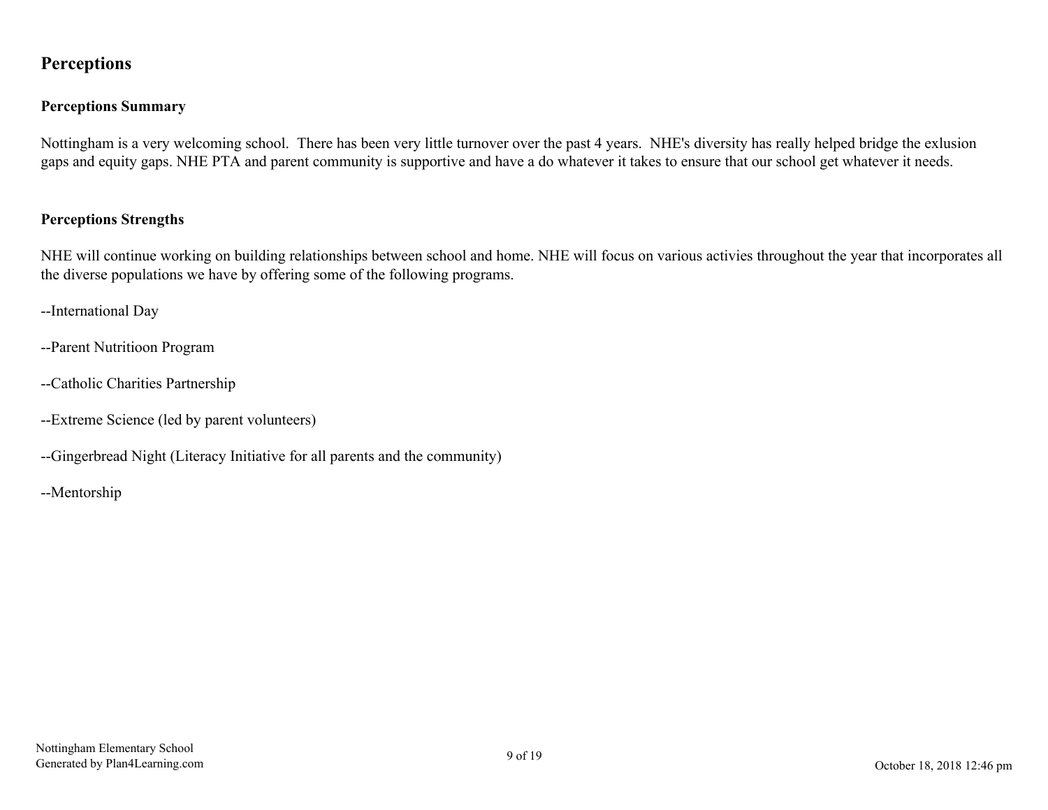## Perceptions

### Perceptions Summary

Nottingham is a very welcoming school. There has been very little turnover over the past 4 years. NHE's diversity has really helped bridge the exlusion gaps and equity gaps. NHE PTA and parent community is supportive and have a do whatever it takes to ensure that our school get whatever it needs.

### Perceptions Strengths

NHE will continue working on building relationships between school and home. NHE will focus on various activies throughout the year that incorporates all the diverse populations we have by offering some of the following programs.

--International Day

--Parent Nutritioon Program

--Catholic Charities Partnership

--Extreme Science (led by parent volunteers)

--Gingerbread Night (Literacy Initiative for all parents and the community)

--Mentorship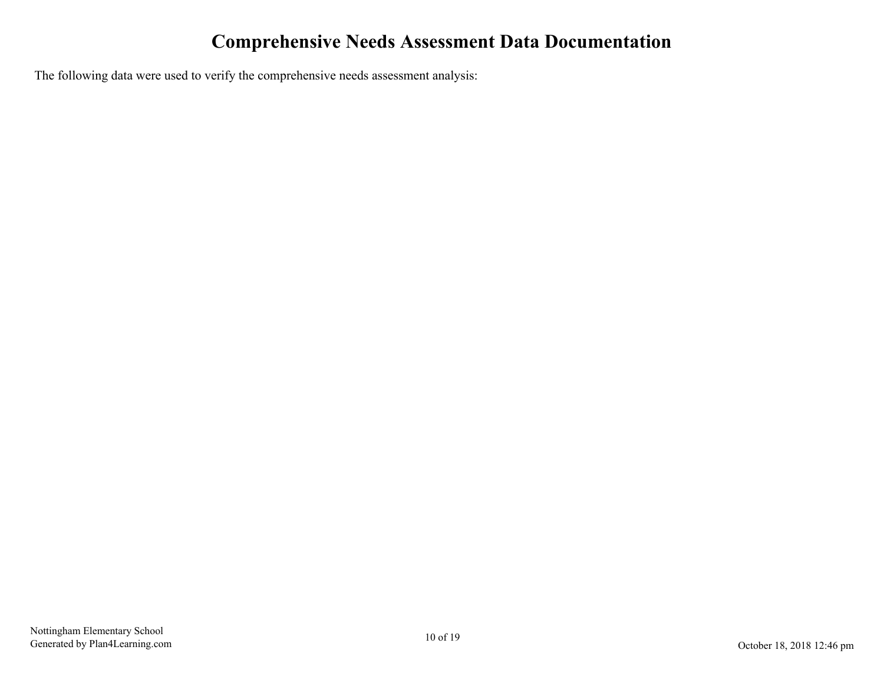# Comprehensive Needs Assessment Data Documentation

The following data were used to verify the comprehensive needs assessment analysis: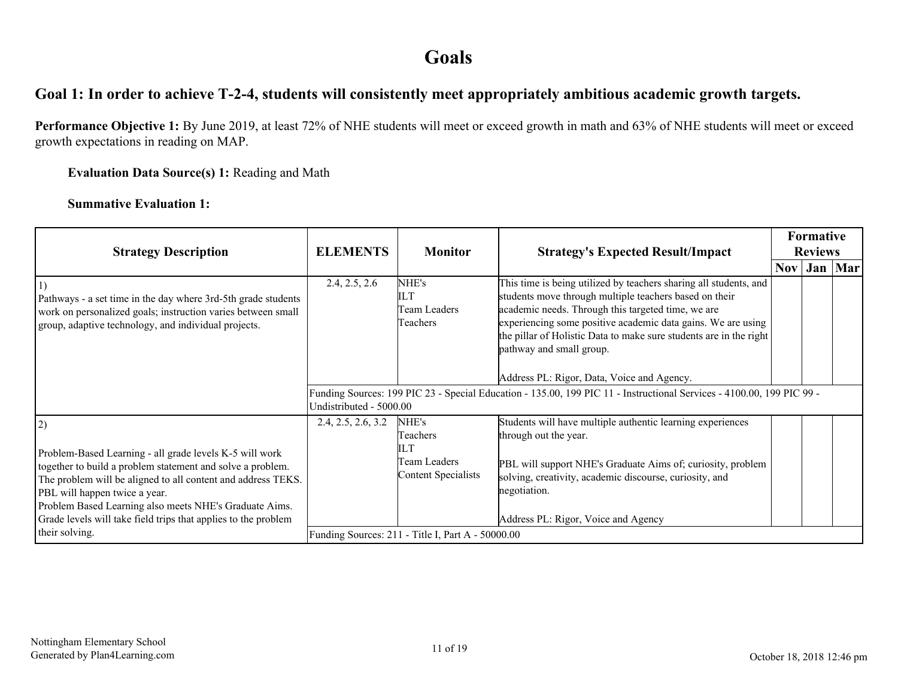# Goals

## Goal 1: In order to achieve T-2-4, students will consistently meet appropriately ambitious academic growth targets.

**Performance Objective 1:** By June 2019, at least 72% of NHE students will meet or exceed growth in math and 63% of NHE students will meet or exceed growth expectations in reading on MAP.

**Evaluation Data Source(s) 1:** Reading and Math

**Summative Evaluation 1:**

| Strategy Description | ELEMENTS | Monitor | Strategy's Expected Result/Impact | Formative Reviews | | |
|---|---|---|---|---|---|---|
| | | | | Nov | Jan | Mar |
| 1) Pathways - a set time in the day where 3rd-5th grade students work on personalized goals; instruction varies between small group, adaptive technology, and individual projects. | 2.4, 2.5, 2.6 | NHE's ILT Team Leaders Teachers | This time is being utilized by teachers sharing all students, and students move through multiple teachers based on their academic needs. Through this targeted time, we are experiencing some positive academic data gains. We are using the pillar of Holistic Data to make sure students are in the right pathway and small group.<br><br>Address PL: Rigor, Data, Voice and Agency. | | | |
| | Funding Sources: 199 PIC 23 - Special Education - 135.00, 199 PIC 11 - Instructional Services - 4100.00, 199 PIC 99 - Undistributed - 5000.00 | | | | | |
| 2)<br><br>Problem-Based Learning - all grade levels K-5 will work together to build a problem statement and solve a problem. The problem will be aligned to all content and address TEKS. PBL will happen twice a year.<br>Problem Based Learning also meets NHE's Graduate Aims. Grade levels will take field trips that applies to the problem their solving. | 2.4, 2.5, 2.6, 3.2 | NHE's Teachers ILT Team Leaders Content Specialists | Students will have multiple authentic learning experiences through out the year.<br><br>PBL will support NHE's Graduate Aims of; curiosity, problem solving, creativity, academic discourse, curiosity, and negotiation.<br><br>Address PL: Rigor, Voice and Agency | | | |
| | Funding Sources: 211 - Title I, Part A - 50000.00 | | | | | |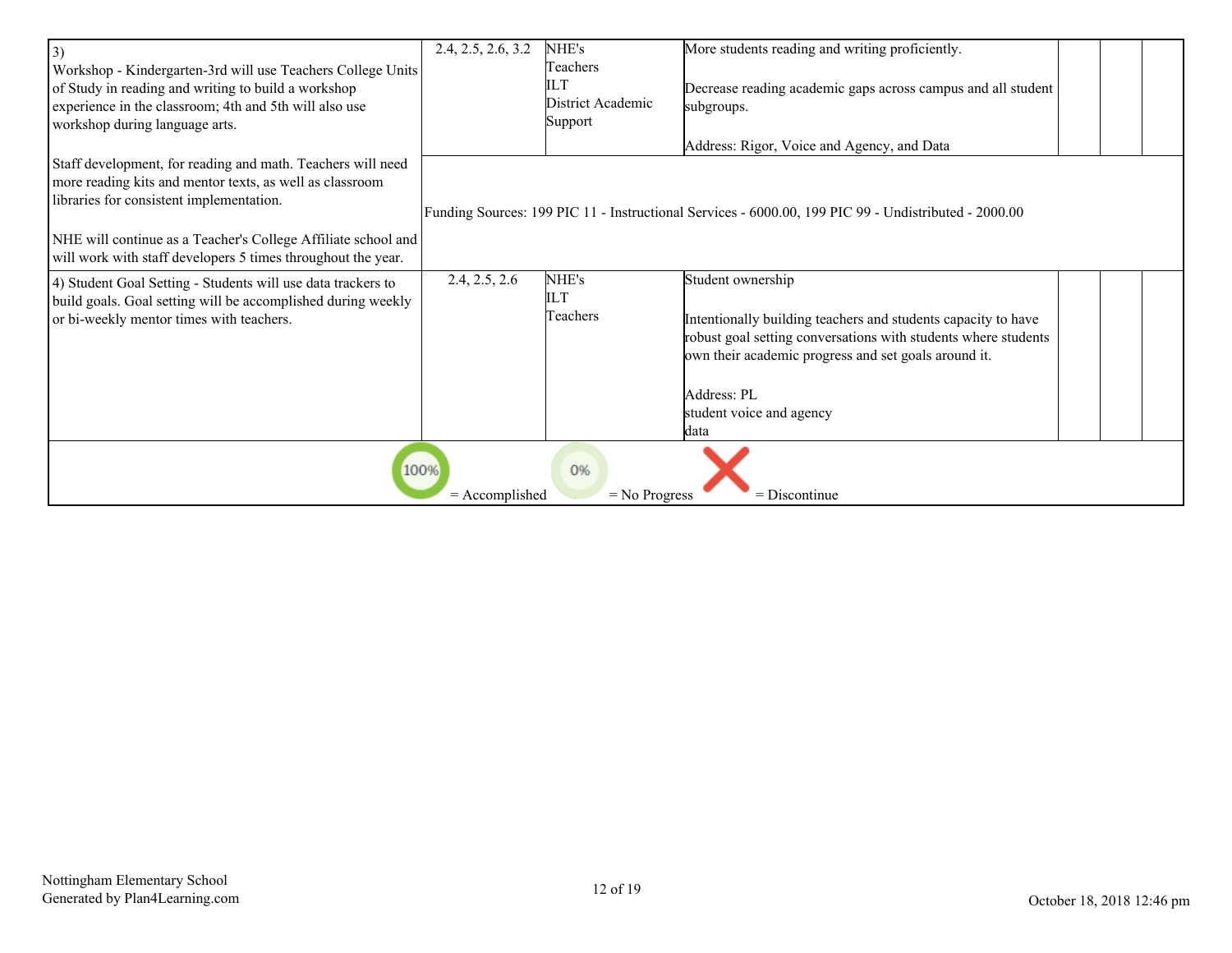| | | | | | | |
|---|---|---|---|---|---|---|
| 3)<br>Workshop - Kindergarten-3rd will use Teachers College Units of Study in reading and writing to build a workshop experience in the classroom; 4th and 5th will also use workshop during language arts.<br><br>Staff development, for reading and math. Teachers will need more reading kits and mentor texts, as well as classroom libraries for consistent implementation.<br><br>NHE will continue as a Teacher's College Affiliate school and will work with staff developers 5 times throughout the year. | 2.4, 2.5, 2.6, 3.2 | NHE's<br>Teachers<br>ILT<br>District Academic Support | More students reading and writing proficiently.<br><br>Decrease reading academic gaps across campus and all student subgroups.<br><br>Address: Rigor, Voice and Agency, and Data | | | |
| | Funding Sources: 199 PIC 11 - Instructional Services - 6000.00, 199 PIC 99 - Undistributed - 2000.00 | | | | | |
| 4) Student Goal Setting - Students will use data trackers to build goals. Goal setting will be accomplished during weekly or bi-weekly mentor times with teachers. | 2.4, 2.5, 2.6 | NHE's<br>ILT<br>Teachers | Student ownership<br><br>Intentionally building teachers and students capacity to have robust goal setting conversations with students where students own their academic progress and set goals around it.<br><br>Address: PL<br>student voice and agency<br>data | | | |

100% = Accomplished 0% = No Progress = Discontinue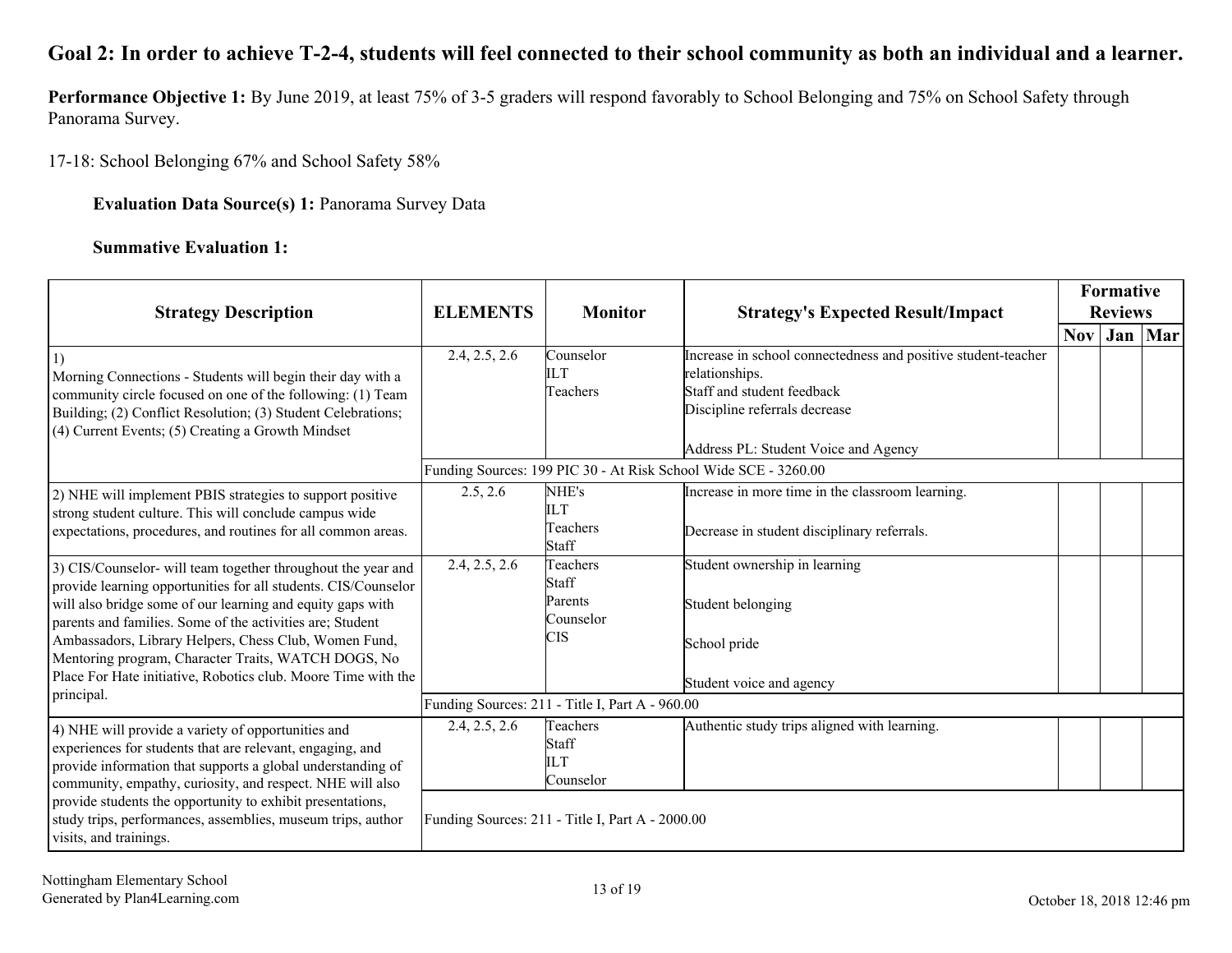## Goal 2: In order to achieve T-2-4, students will feel connected to their school community as both an individual and a learner.

**Performance Objective 1:** By June 2019, at least 75% of 3-5 graders will respond favorably to School Belonging and 75% on School Safety through Panorama Survey.

17-18: School Belonging 67% and School Safety 58%

**Evaluation Data Source(s) 1:** Panorama Survey Data

**Summative Evaluation 1:**

| Strategy Description | ELEMENTS | Monitor | Strategy's Expected Result/Impact | Formative Reviews | | |
|---|---|---|---|---|---|---|
| | | | | Nov | Jan | Mar |
| 1) Morning Connections - Students will begin their day with a community circle focused on one of the following: (1) Team Building; (2) Conflict Resolution; (3) Student Celebrations; (4) Current Events; (5) Creating a Growth Mindset | 2.4, 2.5, 2.6 | Counselor<br>ILT<br>Teachers | Increase in school connectedness and positive student-teacher relationships.<br>Staff and student feedback<br>Discipline referrals decrease<br><br>Address PL: Student Voice and Agency | | | |
| | Funding Sources: 199 PIC 30 - At Risk School Wide SCE - 3260.00 | | | | | |
| 2) NHE will implement PBIS strategies to support positive strong student culture. This will conclude campus wide expectations, procedures, and routines for all common areas. | 2.5, 2.6 | NHE's<br>ILT<br>Teachers<br>Staff | Increase in more time in the classroom learning.<br><br>Decrease in student disciplinary referrals. | | | |
| 3) CIS/Counselor- will team together throughout the year and provide learning opportunities for all students. CIS/Counselor will also bridge some of our learning and equity gaps with parents and families. Some of the activities are; Student Ambassadors, Library Helpers, Chess Club, Women Fund, Mentoring program, Character Traits, WATCH DOGS, No Place For Hate initiative, Robotics club. Moore Time with the principal. | 2.4, 2.5, 2.6 | Teachers<br>Staff<br>Parents<br>Counselor<br>CIS | Student ownership in learning<br><br>Student belonging<br><br>School pride<br><br>Student voice and agency | | | |
| | Funding Sources: 211 - Title I, Part A - 960.00 | | | | | |
| 4) NHE will provide a variety of opportunities and experiences for students that are relevant, engaging, and provide information that supports a global understanding of community, empathy, curiosity, and respect. NHE will also provide students the opportunity to exhibit presentations, study trips, performances, assemblies, museum trips, author visits, and trainings. | 2.4, 2.5, 2.6 | Teachers<br>Staff<br>ILT<br>Counselor | Authentic study trips aligned with learning. | | | |
| | Funding Sources: 211 - Title I, Part A - 2000.00 | | | | | |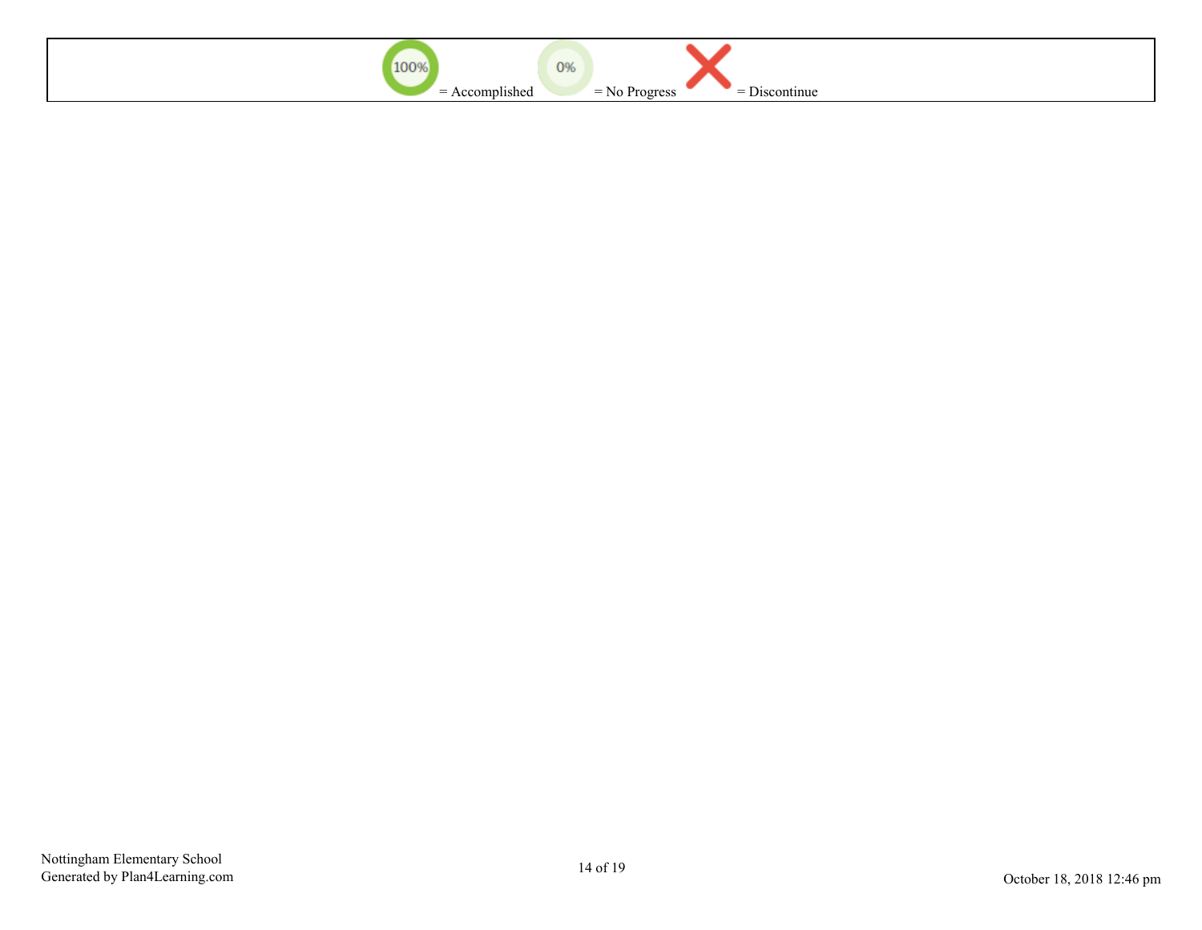| |
|---|
| 100% = Accomplished 0% = No Progress ✗ = Discontinue |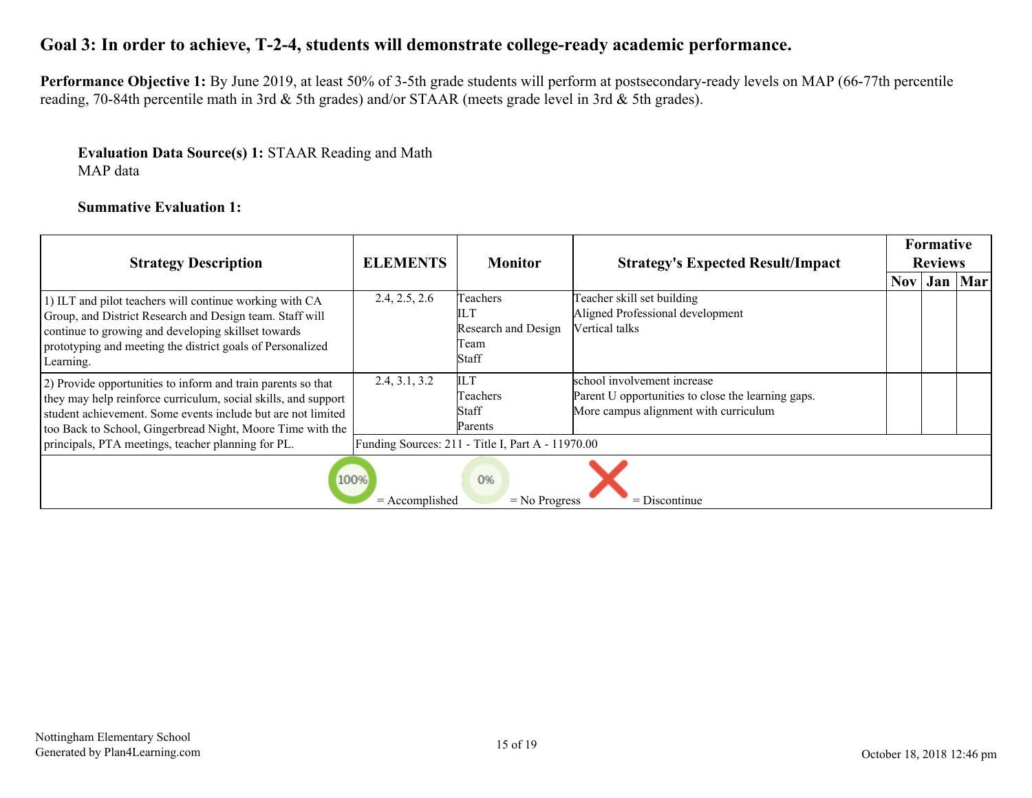## Goal 3: In order to achieve, T-2-4, students will demonstrate college-ready academic performance.

**Performance Objective 1:** By June 2019, at least 50% of 3-5th grade students will perform at postsecondary-ready levels on MAP (66-77th percentile reading, 70-84th percentile math in 3rd & 5th grades) and/or STAAR (meets grade level in 3rd & 5th grades).

**Evaluation Data Source(s) 1:** STAAR Reading and Math
MAP data

**Summative Evaluation 1:**

| Strategy Description | ELEMENTS | Monitor | Strategy's Expected Result/Impact | Formative Reviews | | |
|---|---|---|---|---|---|---|
| | | | | Nov | Jan | Mar |
| 1) ILT and pilot teachers will continue working with CA Group, and District Research and Design team. Staff will continue to growing and developing skillset towards prototyping and meeting the district goals of Personalized Learning. | 2.4, 2.5, 2.6 | Teachers<br>ILT<br>Research and Design Team<br>Staff | Teacher skill set building<br>Aligned Professional development<br>Vertical talks | | | |
| 2) Provide opportunities to inform and train parents so that they may help reinforce curriculum, social skills, and support student achievement. Some events include but are not limited too Back to School, Gingerbread Night, Moore Time with the principals, PTA meetings, teacher planning for PL. | 2.4, 3.1, 3.2 | ILT<br>Teachers<br>Staff<br>Parents | school involvement increase<br>Parent U opportunities to close the learning gaps.<br>More campus alignment with curriculum | | | |
| | Funding Sources: 211 - Title I, Part A - 11970.00 | | | | | |

100% = Accomplished 0% = No Progress = Discontinue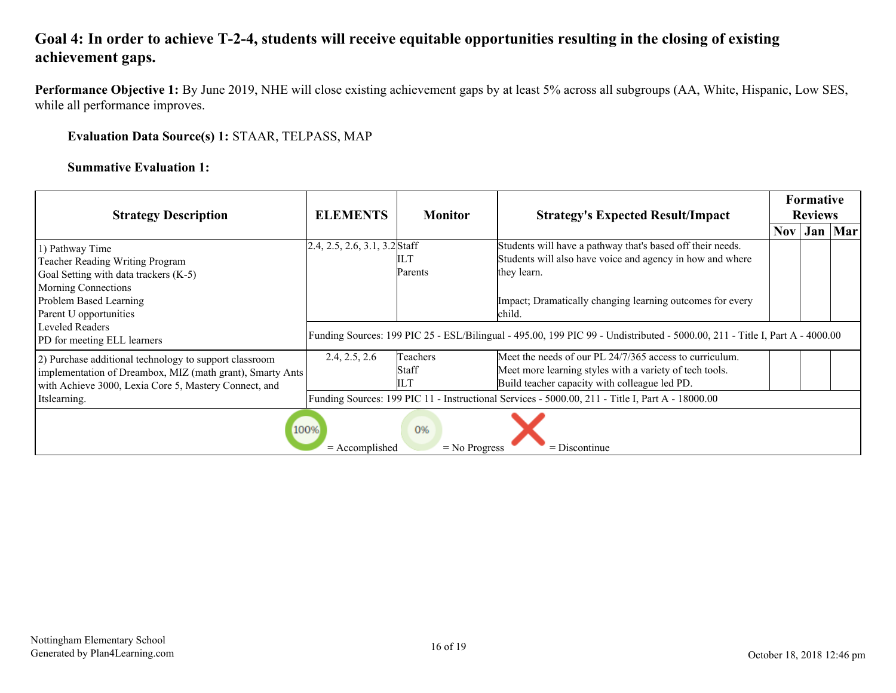## Goal 4: In order to achieve T-2-4, students will receive equitable opportunities resulting in the closing of existing achievement gaps.

**Performance Objective 1:** By June 2019, NHE will close existing achievement gaps by at least 5% across all subgroups (AA, White, Hispanic, Low SES, while all performance improves.

**Evaluation Data Source(s) 1:** STAAR, TELPASS, MAP

**Summative Evaluation 1:**

| Strategy Description | ELEMENTS | Monitor | Strategy's Expected Result/Impact | Formative Reviews | | |
|---|---|---|---|---|---|---|
| | | | | Nov | Jan | Mar |
| 1) Pathway Time<br>Teacher Reading Writing Program<br>Goal Setting with data trackers (K-5)<br>Morning Connections<br>Problem Based Learning<br>Parent U opportunities<br>Leveled Readers<br>PD for meeting ELL learners | 2.4, 2.5, 2.6, 3.1, 3.2 | Staff<br>ILT<br>Parents | Students will have a pathway that's based off their needs. Students will also have voice and agency in how and where they learn.<br><br>Impact; Dramatically changing learning outcomes for every child. | | | |
| | Funding Sources: 199 PIC 25 - ESL/Bilingual - 495.00, 199 PIC 99 - Undistributed - 5000.00, 211 - Title I, Part A - 4000.00 | | | | | |
| 2) Purchase additional technology to support classroom implementation of Dreambox, MIZ (math grant), Smarty Ants with Achieve 3000, Lexia Core 5, Mastery Connect, and Itslearning. | 2.4, 2.5, 2.6 | Teachers<br>Staff<br>ILT | Meet the needs of our PL 24/7/365 access to curriculum.<br>Meet more learning styles with a variety of tech tools.<br>Build teacher capacity with colleague led PD. | | | |
| | Funding Sources: 199 PIC 11 - Instructional Services - 5000.00, 211 - Title I, Part A - 18000.00 | | | | | |

100% = Accomplished 0% = No Progress X = Discontinue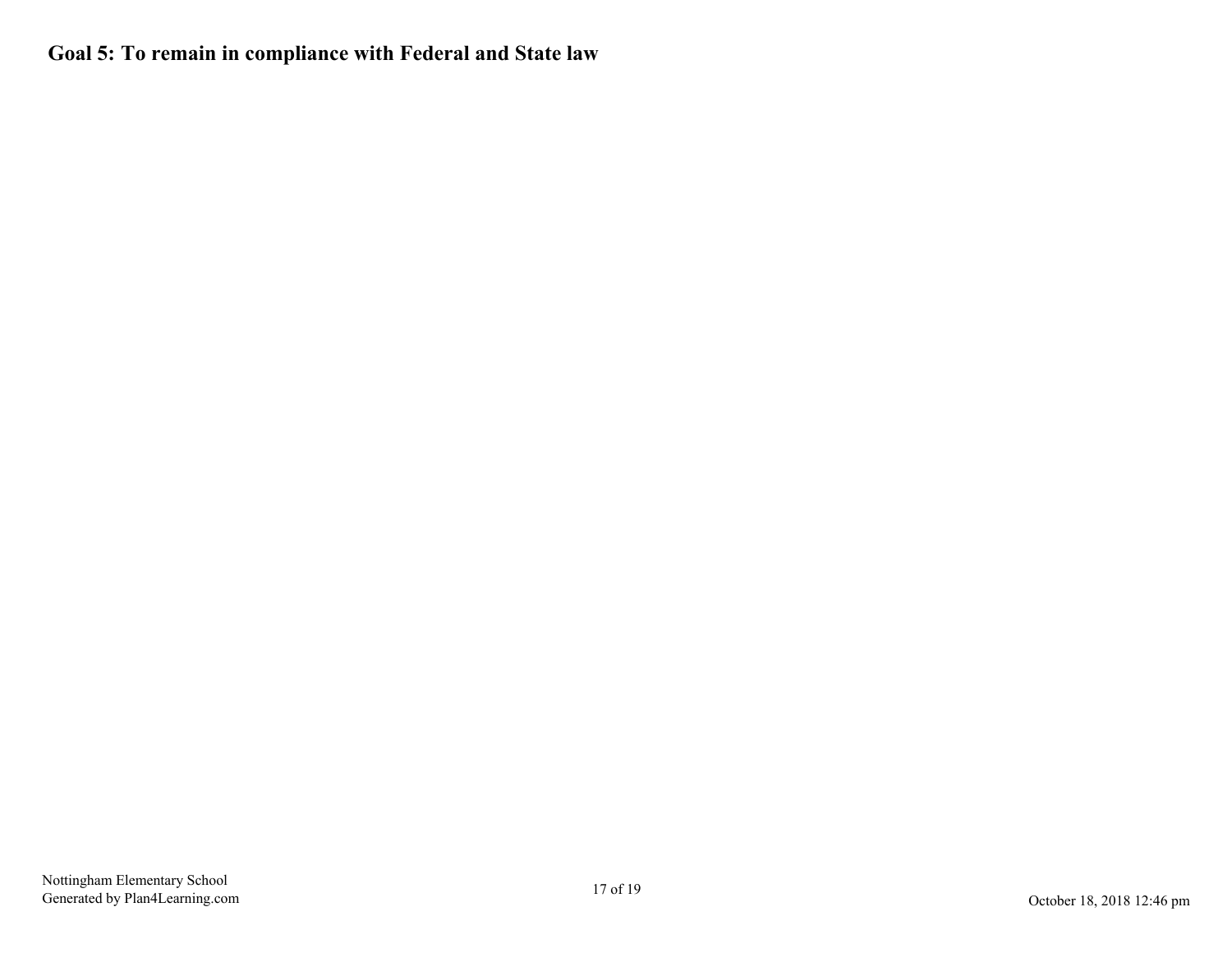## Goal 5: To remain in compliance with Federal and State law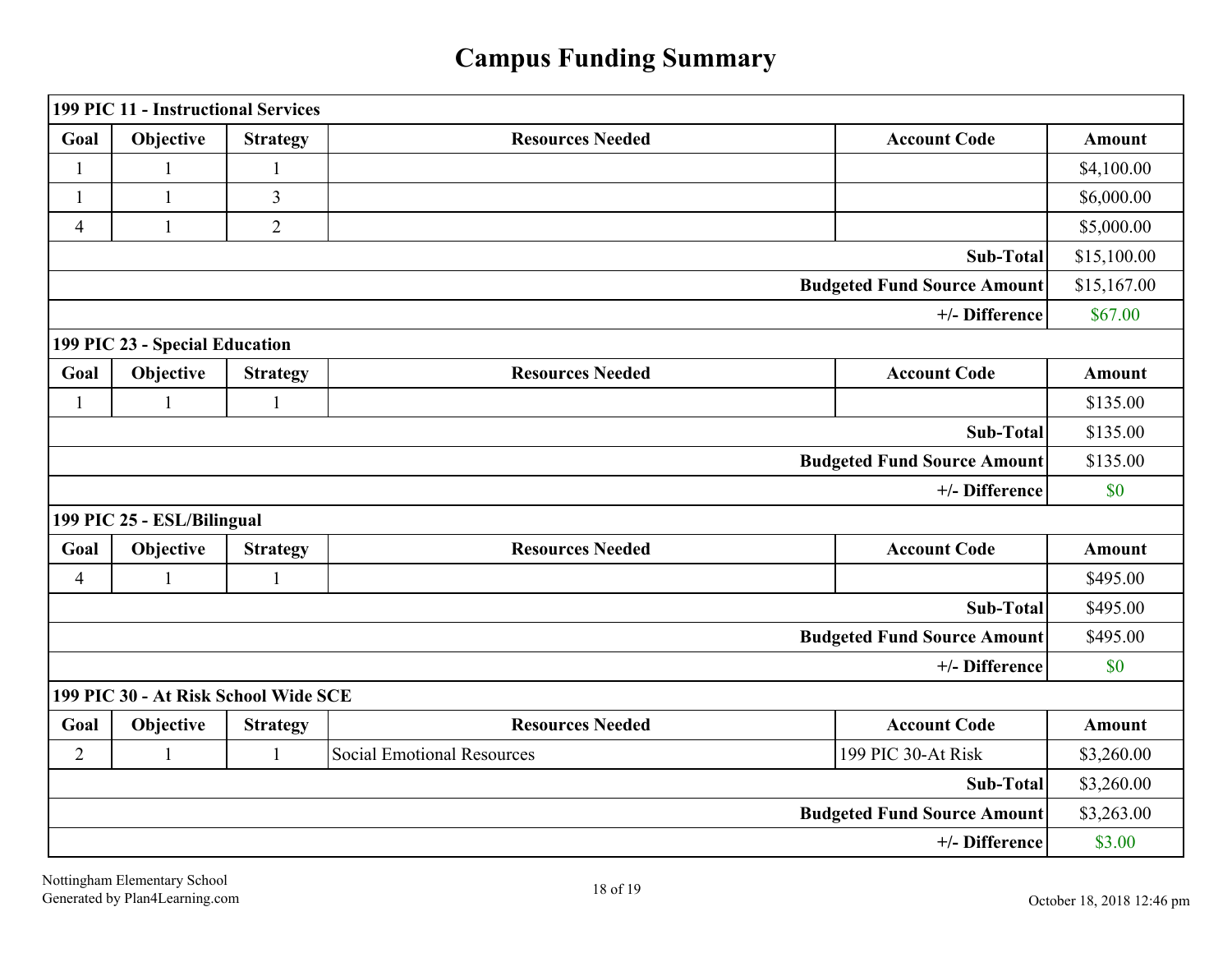# Campus Funding Summary

| 199 PIC 11 - Instructional Services | | | | | |
|---|---|---|---|---|---|
| **Goal** | **Objective** | **Strategy** | **Resources Needed** | **Account Code** | **Amount** |
| 1 | 1 | 1 | | | $4,100.00 |
| 1 | 1 | 3 | | | $6,000.00 |
| 4 | 1 | 2 | | | $5,000.00 |
| | | | | **Sub-Total** | $15,100.00 |
| | | | | **Budgeted Fund Source Amount** | $15,167.00 |
| | | | | **+/- Difference** | $67.00 |

| 199 PIC 23 - Special Education | | | | | |
|---|---|---|---|---|---|
| **Goal** | **Objective** | **Strategy** | **Resources Needed** | **Account Code** | **Amount** |
| 1 | 1 | 1 | | | $135.00 |
| | | | | **Sub-Total** | $135.00 |
| | | | | **Budgeted Fund Source Amount** | $135.00 |
| | | | | **+/- Difference** | $0 |

| 199 PIC 25 - ESL/Bilingual | | | | | |
|---|---|---|---|---|---|
| **Goal** | **Objective** | **Strategy** | **Resources Needed** | **Account Code** | **Amount** |
| 4 | 1 | 1 | | | $495.00 |
| | | | | **Sub-Total** | $495.00 |
| | | | | **Budgeted Fund Source Amount** | $495.00 |
| | | | | **+/- Difference** | $0 |

| 199 PIC 30 - At Risk School Wide SCE | | | | | |
|---|---|---|---|---|---|
| **Goal** | **Objective** | **Strategy** | **Resources Needed** | **Account Code** | **Amount** |
| 2 | 1 | 1 | Social Emotional Resources | 199 PIC 30-At Risk | $3,260.00 |
| | | | | **Sub-Total** | $3,260.00 |
| | | | | **Budgeted Fund Source Amount** | $3,263.00 |
| | | | | **+/- Difference** | $3.00 |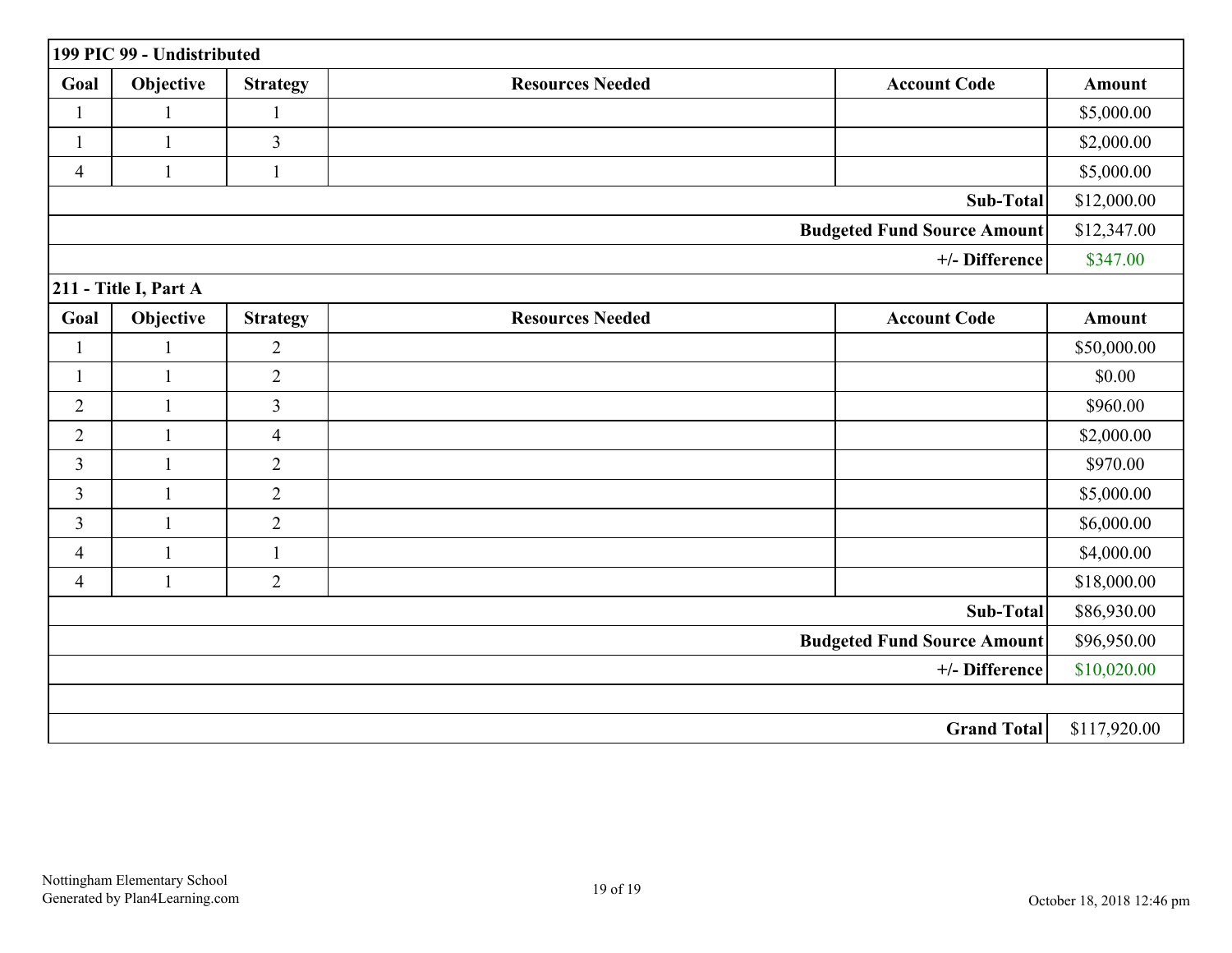| 199 PIC 99 - Undistributed | | | | | |
|---|---|---|---|---|---|
| **Goal** | **Objective** | **Strategy** | **Resources Needed** | **Account Code** | **Amount** |
| 1 | 1 | 1 | | | $5,000.00 |
| 1 | 1 | 3 | | | $2,000.00 |
| 4 | 1 | 1 | | | $5,000.00 |
| | | | | **Sub-Total** | $12,000.00 |
| | | | | **Budgeted Fund Source Amount** | $12,347.00 |
| | | | | **+/- Difference** | $347.00 |

| 211 - Title I, Part A | | | | | |
|---|---|---|---|---|---|
| **Goal** | **Objective** | **Strategy** | **Resources Needed** | **Account Code** | **Amount** |
| 1 | 1 | 2 | | | $50,000.00 |
| 1 | 1 | 2 | | | $0.00 |
| 2 | 1 | 3 | | | $960.00 |
| 2 | 1 | 4 | | | $2,000.00 |
| 3 | 1 | 2 | | | $970.00 |
| 3 | 1 | 2 | | | $5,000.00 |
| 3 | 1 | 2 | | | $6,000.00 |
| 4 | 1 | 1 | | | $4,000.00 |
| 4 | 1 | 2 | | | $18,000.00 |
| | | | | **Sub-Total** | $86,930.00 |
| | | | | **Budgeted Fund Source Amount** | $96,950.00 |
| | | | | **+/- Difference** | $10,020.00 |
| | | | | | |
| | | | | **Grand Total** | $117,920.00 |